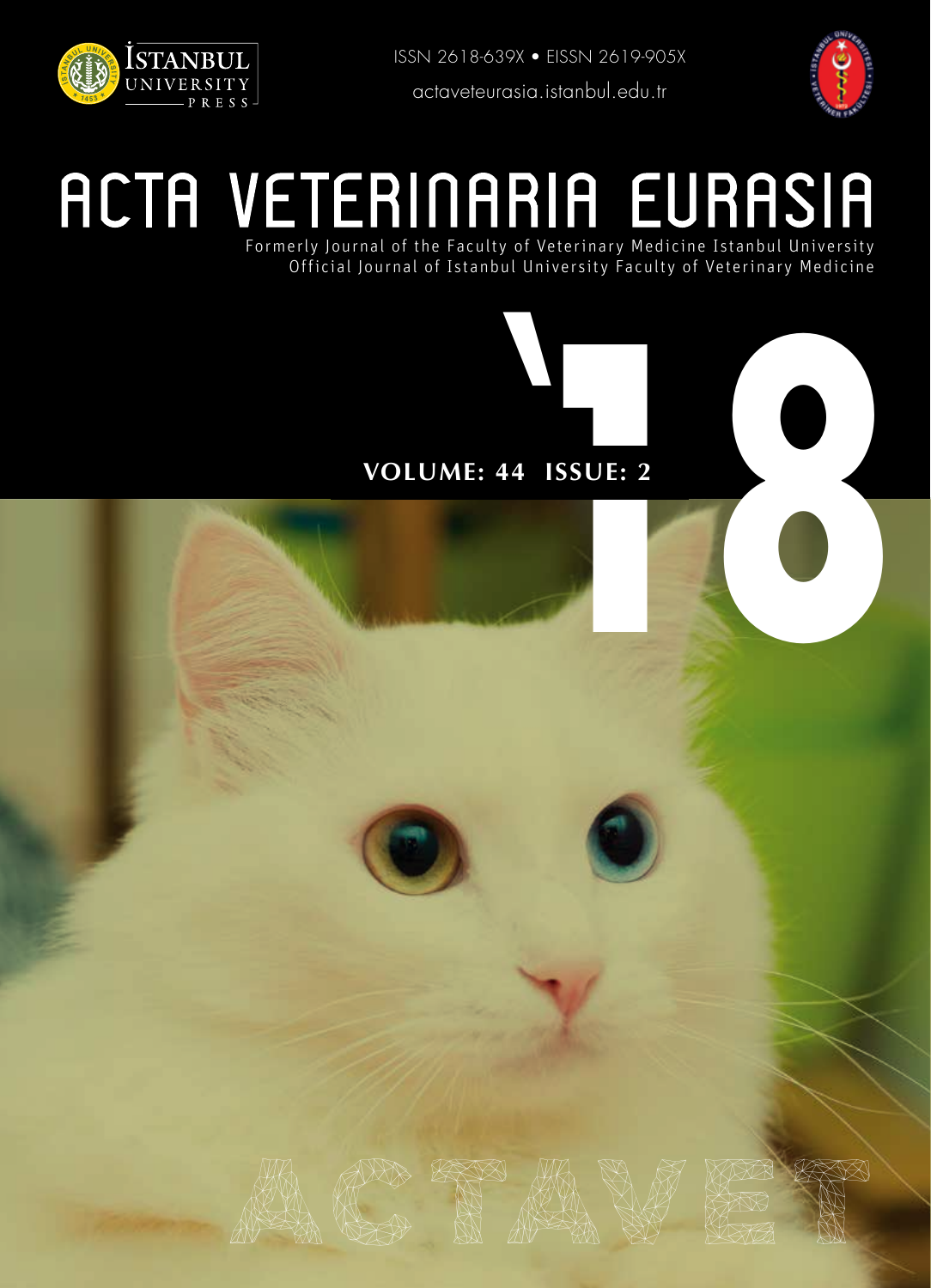İSTANBUL UNIVERSITY PRESS

ISSN 2618-639X • EISSN 2619-905X

actaveteurasia.istanbul.edu.tr

# ACTA VETERINARIA EURASIA

Formerly Journal of the Faculty of Veterinary Medicine Istanbul University
Official Journal of Istanbul University Faculty of Veterinary Medicine

'18

**VOLUME: 44 ISSUE: 2**

ACTAVET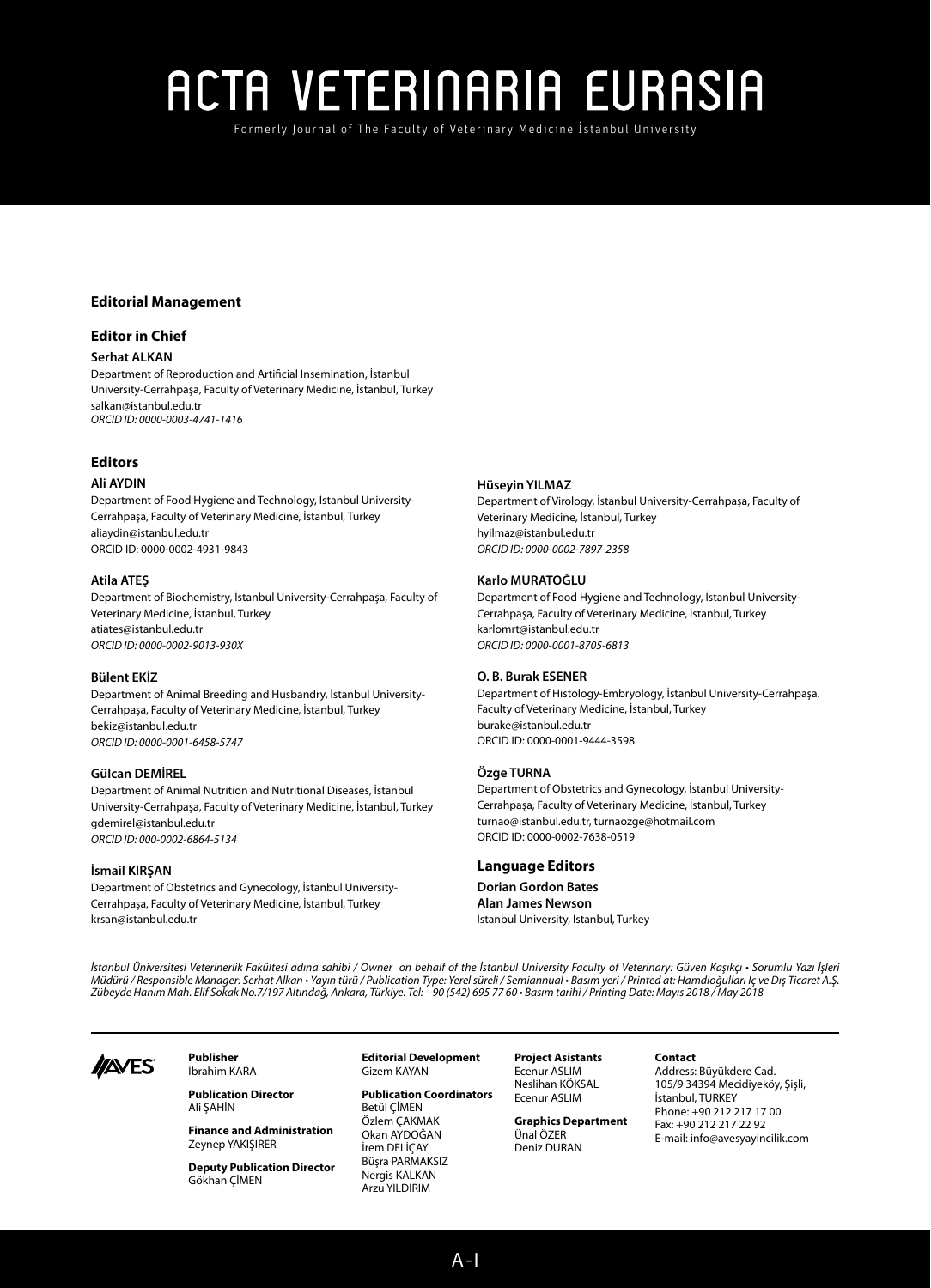# ACTA VETERINARIA EURASIA

Formerly Journal of The Faculty of Veterinary Medicine İstanbul University

**Editorial Management**

## Editor in Chief

**Serhat ALKAN**
Department of Reproduction and Artificial Insemination, İstanbul University-Cerrahpaşa, Faculty of Veterinary Medicine, İstanbul, Turkey
salkan@istanbul.edu.tr
*ORCID ID: 0000-0003-4741-1416*

## Editors

**Ali AYDIN**
Department of Food Hygiene and Technology, İstanbul University-Cerrahpaşa, Faculty of Veterinary Medicine, İstanbul, Turkey
aliaydin@istanbul.edu.tr
ORCID ID: 0000-0002-4931-9843

**Atila ATEŞ**
Department of Biochemistry, İstanbul University-Cerrahpaşa, Faculty of Veterinary Medicine, İstanbul, Turkey
atiates@istanbul.edu.tr
*ORCID ID: 0000-0002-9013-930X*

**Bülent EKİZ**
Department of Animal Breeding and Husbandry, İstanbul University-Cerrahpaşa, Faculty of Veterinary Medicine, İstanbul, Turkey
bekiz@istanbul.edu.tr
*ORCID ID: 0000-0001-6458-5747*

**Gülcan DEMİREL**
Department of Animal Nutrition and Nutritional Diseases, İstanbul University-Cerrahpaşa, Faculty of Veterinary Medicine, İstanbul, Turkey
gdemirel@istanbul.edu.tr
*ORCID ID: 000-0002-6864-5134*

**İsmail KIRŞAN**
Department of Obstetrics and Gynecology, İstanbul University-Cerrahpaşa, Faculty of Veterinary Medicine, İstanbul, Turkey
krsan@istanbul.edu.tr

**Hüseyin YILMAZ**
Department of Virology, İstanbul University-Cerrahpaşa, Faculty of Veterinary Medicine, İstanbul, Turkey
hyilmaz@istanbul.edu.tr
*ORCID ID: 0000-0002-7897-2358*

**Karlo MURATOĞLU**
Department of Food Hygiene and Technology, İstanbul University-Cerrahpaşa, Faculty of Veterinary Medicine, İstanbul, Turkey
karlomrt@istanbul.edu.tr
*ORCID ID: 0000-0001-8705-6813*

**O. B. Burak ESENER**
Department of Histology-Embryology, İstanbul University-Cerrahpaşa, Faculty of Veterinary Medicine, İstanbul, Turkey
burake@istanbul.edu.tr
ORCID ID: 0000-0001-9444-3598

**Özge TURNA**
Department of Obstetrics and Gynecology, İstanbul University-Cerrahpaşa, Faculty of Veterinary Medicine, İstanbul, Turkey
turnao@istanbul.edu.tr, turnaozge@hotmail.com
ORCID ID: 0000-0002-7638-0519

## Language Editors

**Dorian Gordon Bates**
**Alan James Newson**
İstanbul University, İstanbul, Turkey

*İstanbul Üniversitesi Veterinerlik Fakültesi adına sahibi / Owner on behalf of the İstanbul University Faculty of Veterinary: Güven Kaşıkçı • Sorumlu Yazı İşleri Müdürü / Responsible Manager: Serhat Alkan • Yayın türü / Publication Type: Yerel süreli / Semiannual • Basım yeri / Printed at: Hamdioğulları İç ve Dış Ticaret A.Ş. Zübeyde Hanım Mah. Elif Sokak No.7/197 Altındağ, Ankara, Türkiye. Tel: +90 (542) 695 77 60 • Basım tarihi / Printing Date: Mayıs 2018 / May 2018*

AVES

**Publisher**
İbrahim KARA

**Publication Director**
Ali ŞAHİN

**Finance and Administration**
Zeynep YAKIŞIRER

**Deputy Publication Director**
Gökhan ÇİMEN

**Editorial Development**
Gizem KAYAN

**Publication Coordinators**
Betül ÇİMEN
Özlem ÇAKMAK
Okan AYDOĞAN
İrem DELİÇAY
Büşra PARMAKSIZ
Nergis KALKAN
Arzu YILDIRIM

**Project Asistants**
Ecenur ASLIM
Neslihan KÖKSAL
Ecenur ASLIM

**Graphics Department**
Ünal ÖZER
Deniz DURAN

**Contact**
Address: Büyükdere Cad. 105/9 34394 Mecidiyeköy, Şişli, İstanbul, TURKEY
Phone: +90 212 217 17 00
Fax: +90 212 217 22 92
E-mail: info@avesyayincilik.com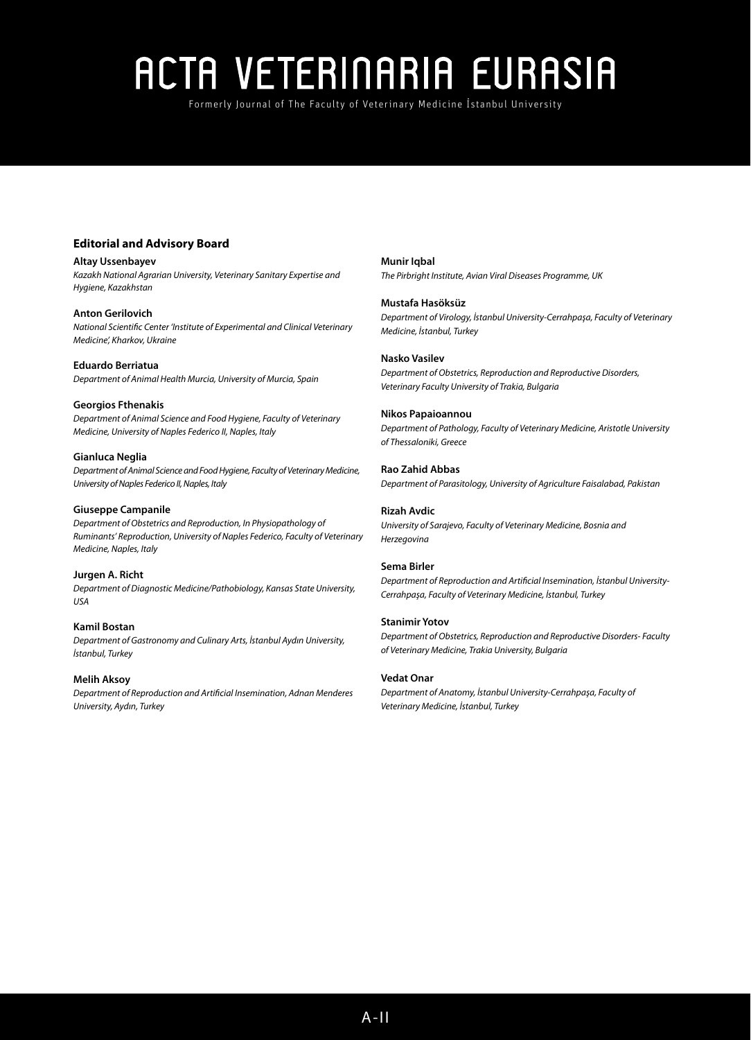## Editorial and Advisory Board

**Altay Ussenbayev**
*Kazakh National Agrarian University, Veterinary Sanitary Expertise and Hygiene, Kazakhstan*

**Anton Gerilovich**
*National Scientific Center 'Institute of Experimental and Clinical Veterinary Medicine', Kharkov, Ukraine*

**Eduardo Berriatua**
*Department of Animal Health Murcia, University of Murcia, Spain*

**Georgios Fthenakis**
*Department of Animal Science and Food Hygiene, Faculty of Veterinary Medicine, University of Naples Federico II, Naples, Italy*

**Gianluca Neglia**
*Department of Animal Science and Food Hygiene, Faculty of Veterinary Medicine, University of Naples Federico II, Naples, Italy*

**Giuseppe Campanile**
*Department of Obstetrics and Reproduction, In Physiopathology of Ruminants' Reproduction, University of Naples Federico, Faculty of Veterinary Medicine, Naples, Italy*

**Jurgen A. Richt**
*Department of Diagnostic Medicine/Pathobiology, Kansas State University, USA*

**Kamil Bostan**
*Department of Gastronomy and Culinary Arts, İstanbul Aydın University, İstanbul, Turkey*

**Melih Aksoy**
*Department of Reproduction and Artificial Insemination, Adnan Menderes University, Aydın, Turkey*

**Munir Iqbal**
*The Pirbright Institute, Avian Viral Diseases Programme, UK*

**Mustafa Hasöksüz**
*Department of Virology, İstanbul University-Cerrahpaşa, Faculty of Veterinary Medicine, İstanbul, Turkey*

**Nasko Vasilev**
*Department of Obstetrics, Reproduction and Reproductive Disorders, Veterinary Faculty University of Trakia, Bulgaria*

**Nikos Papaioannou**
*Department of Pathology, Faculty of Veterinary Medicine, Aristotle University of Thessaloniki, Greece*

**Rao Zahid Abbas**
*Department of Parasitology, University of Agriculture Faisalabad, Pakistan*

**Rizah Avdic**
*University of Sarajevo, Faculty of Veterinary Medicine, Bosnia and Herzegovina*

**Sema Birler**
*Department of Reproduction and Artificial Insemination, İstanbul University-Cerrahpaşa, Faculty of Veterinary Medicine, İstanbul, Turkey*

**Stanimir Yotov**
*Department of Obstetrics, Reproduction and Reproductive Disorders- Faculty of Veterinary Medicine, Trakia University, Bulgaria*

**Vedat Onar**
*Department of Anatomy, İstanbul University-Cerrahpaşa, Faculty of Veterinary Medicine, İstanbul, Turkey*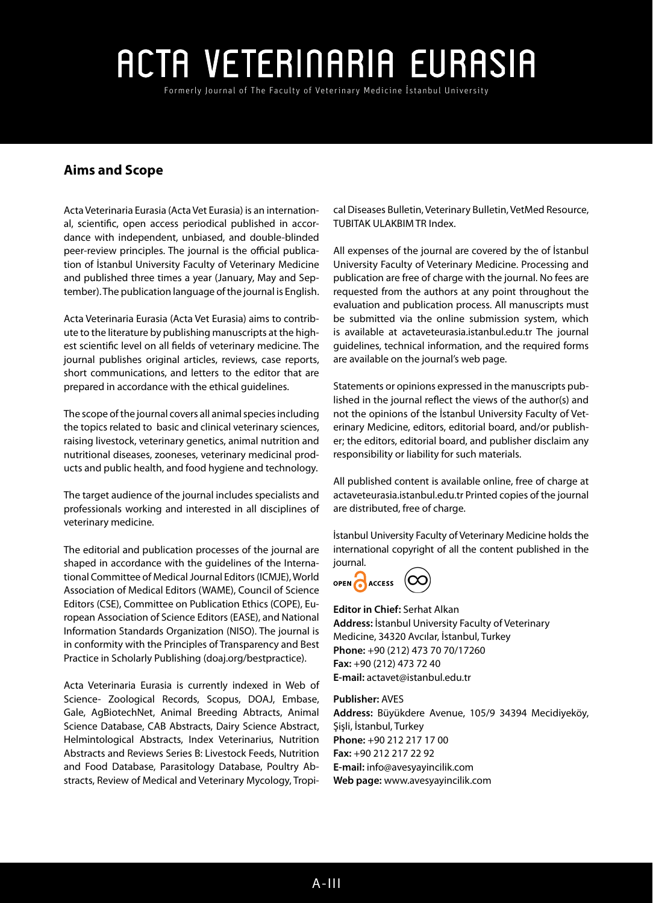# ACTA VETERINARIA EURASIA

Formerly Journal of The Faculty of Veterinary Medicine İstanbul University

## Aims and Scope

Acta Veterinaria Eurasia (Acta Vet Eurasia) is an international, scientific, open access periodical published in accordance with independent, unbiased, and double-blinded peer-review principles. The journal is the official publication of İstanbul University Faculty of Veterinary Medicine and published three times a year (January, May and September). The publication language of the journal is English.

Acta Veterinaria Eurasia (Acta Vet Eurasia) aims to contribute to the literature by publishing manuscripts at the highest scientific level on all fields of veterinary medicine. The journal publishes original articles, reviews, case reports, short communications, and letters to the editor that are prepared in accordance with the ethical guidelines.

The scope of the journal covers all animal species including the topics related to basic and clinical veterinary sciences, raising livestock, veterinary genetics, animal nutrition and nutritional diseases, zooneses, veterinary medicinal products and public health, and food hygiene and technology.

The target audience of the journal includes specialists and professionals working and interested in all disciplines of veterinary medicine.

The editorial and publication processes of the journal are shaped in accordance with the guidelines of the International Committee of Medical Journal Editors (ICMJE), World Association of Medical Editors (WAME), Council of Science Editors (CSE), Committee on Publication Ethics (COPE), European Association of Science Editors (EASE), and National Information Standards Organization (NISO). The journal is in conformity with the Principles of Transparency and Best Practice in Scholarly Publishing (doaj.org/bestpractice).

Acta Veterinaria Eurasia is currently indexed in Web of Science- Zoological Records, Scopus, DOAJ, Embase, Gale, AgBiotechNet, Animal Breeding Abtracts, Animal Science Database, CAB Abstracts, Dairy Science Abstract, Helmintological Abstracts, Index Veterinarius, Nutrition Abstracts and Reviews Series B: Livestock Feeds, Nutrition and Food Database, Parasitology Database, Poultry Abstracts, Review of Medical and Veterinary Mycology, Tropical Diseases Bulletin, Veterinary Bulletin, VetMed Resource, TUBITAK ULAKBIM TR Index.

All expenses of the journal are covered by the of İstanbul University Faculty of Veterinary Medicine. Processing and publication are free of charge with the journal. No fees are requested from the authors at any point throughout the evaluation and publication process. All manuscripts must be submitted via the online submission system, which is available at actaveteurasia.istanbul.edu.tr The journal guidelines, technical information, and the required forms are available on the journal's web page.

Statements or opinions expressed in the manuscripts published in the journal reflect the views of the author(s) and not the opinions of the İstanbul University Faculty of Veterinary Medicine, editors, editorial board, and/or publisher; the editors, editorial board, and publisher disclaim any responsibility or liability for such materials.

All published content is available online, free of charge at actaveteurasia.istanbul.edu.tr Printed copies of the journal are distributed, free of charge.

İstanbul University Faculty of Veterinary Medicine holds the international copyright of all the content published in the journal.

OPEN ACCESS

**Editor in Chief:** Serhat Alkan
**Address:** İstanbul University Faculty of Veterinary Medicine, 34320 Avcılar, İstanbul, Turkey
**Phone:** +90 (212) 473 70 70/17260
**Fax:** +90 (212) 473 72 40
**E-mail:** actavet@istanbul.edu.tr

**Publisher:** AVES
**Address:** Büyükdere Avenue, 105/9 34394 Mecidiyeköy, Şişli, İstanbul, Turkey
**Phone:** +90 212 217 17 00
**Fax:** +90 212 217 22 92
**E-mail:** info@avesyayincilik.com
**Web page:** www.avesyayincilik.com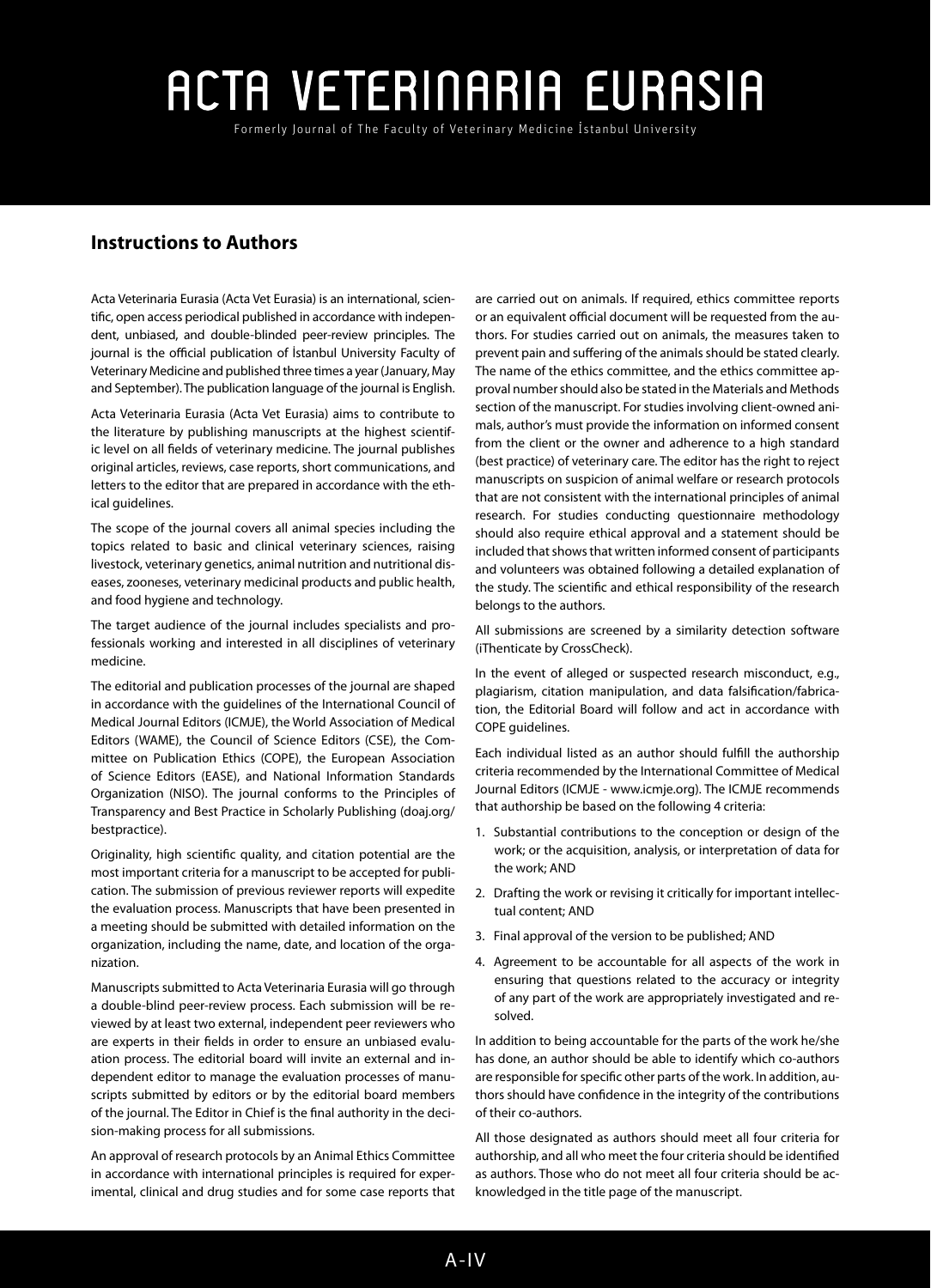# ACTA VETERINARIA EURASIA

Formerly Journal of The Faculty of Veterinary Medicine İstanbul University

## Instructions to Authors

Acta Veterinaria Eurasia (Acta Vet Eurasia) is an international, scientific, open access periodical published in accordance with independent, unbiased, and double-blinded peer-review principles. The journal is the official publication of İstanbul University Faculty of Veterinary Medicine and published three times a year (January, May and September). The publication language of the journal is English.

Acta Veterinaria Eurasia (Acta Vet Eurasia) aims to contribute to the literature by publishing manuscripts at the highest scientific level on all fields of veterinary medicine. The journal publishes original articles, reviews, case reports, short communications, and letters to the editor that are prepared in accordance with the ethical guidelines.

The scope of the journal covers all animal species including the topics related to basic and clinical veterinary sciences, raising livestock, veterinary genetics, animal nutrition and nutritional diseases, zooneses, veterinary medicinal products and public health, and food hygiene and technology.

The target audience of the journal includes specialists and professionals working and interested in all disciplines of veterinary medicine.

The editorial and publication processes of the journal are shaped in accordance with the guidelines of the International Council of Medical Journal Editors (ICMJE), the World Association of Medical Editors (WAME), the Council of Science Editors (CSE), the Committee on Publication Ethics (COPE), the European Association of Science Editors (EASE), and National Information Standards Organization (NISO). The journal conforms to the Principles of Transparency and Best Practice in Scholarly Publishing (doaj.org/bestpractice).

Originality, high scientific quality, and citation potential are the most important criteria for a manuscript to be accepted for publication. The submission of previous reviewer reports will expedite the evaluation process. Manuscripts that have been presented in a meeting should be submitted with detailed information on the organization, including the name, date, and location of the organization.

Manuscripts submitted to Acta Veterinaria Eurasia will go through a double-blind peer-review process. Each submission will be reviewed by at least two external, independent peer reviewers who are experts in their fields in order to ensure an unbiased evaluation process. The editorial board will invite an external and independent editor to manage the evaluation processes of manuscripts submitted by editors or by the editorial board members of the journal. The Editor in Chief is the final authority in the decision-making process for all submissions.

An approval of research protocols by an Animal Ethics Committee in accordance with international principles is required for experimental, clinical and drug studies and for some case reports that are carried out on animals. If required, ethics committee reports or an equivalent official document will be requested from the authors. For studies carried out on animals, the measures taken to prevent pain and suffering of the animals should be stated clearly. The name of the ethics committee, and the ethics committee approval number should also be stated in the Materials and Methods section of the manuscript. For studies involving client-owned animals, author's must provide the information on informed consent from the client or the owner and adherence to a high standard (best practice) of veterinary care. The editor has the right to reject manuscripts on suspicion of animal welfare or research protocols that are not consistent with the international principles of animal research. For studies conducting questionnaire methodology should also require ethical approval and a statement should be included that shows that written informed consent of participants and volunteers was obtained following a detailed explanation of the study. The scientific and ethical responsibility of the research belongs to the authors.

All submissions are screened by a similarity detection software (iThenticate by CrossCheck).

In the event of alleged or suspected research misconduct, e.g., plagiarism, citation manipulation, and data falsification/fabrication, the Editorial Board will follow and act in accordance with COPE guidelines.

Each individual listed as an author should fulfill the authorship criteria recommended by the International Committee of Medical Journal Editors (ICMJE - www.icmje.org). The ICMJE recommends that authorship be based on the following 4 criteria:

1. Substantial contributions to the conception or design of the work; or the acquisition, analysis, or interpretation of data for the work; AND
2. Drafting the work or revising it critically for important intellectual content; AND
3. Final approval of the version to be published; AND
4. Agreement to be accountable for all aspects of the work in ensuring that questions related to the accuracy or integrity of any part of the work are appropriately investigated and resolved.

In addition to being accountable for the parts of the work he/she has done, an author should be able to identify which co-authors are responsible for specific other parts of the work. In addition, authors should have confidence in the integrity of the contributions of their co-authors.

All those designated as authors should meet all four criteria for authorship, and all who meet the four criteria should be identified as authors. Those who do not meet all four criteria should be acknowledged in the title page of the manuscript.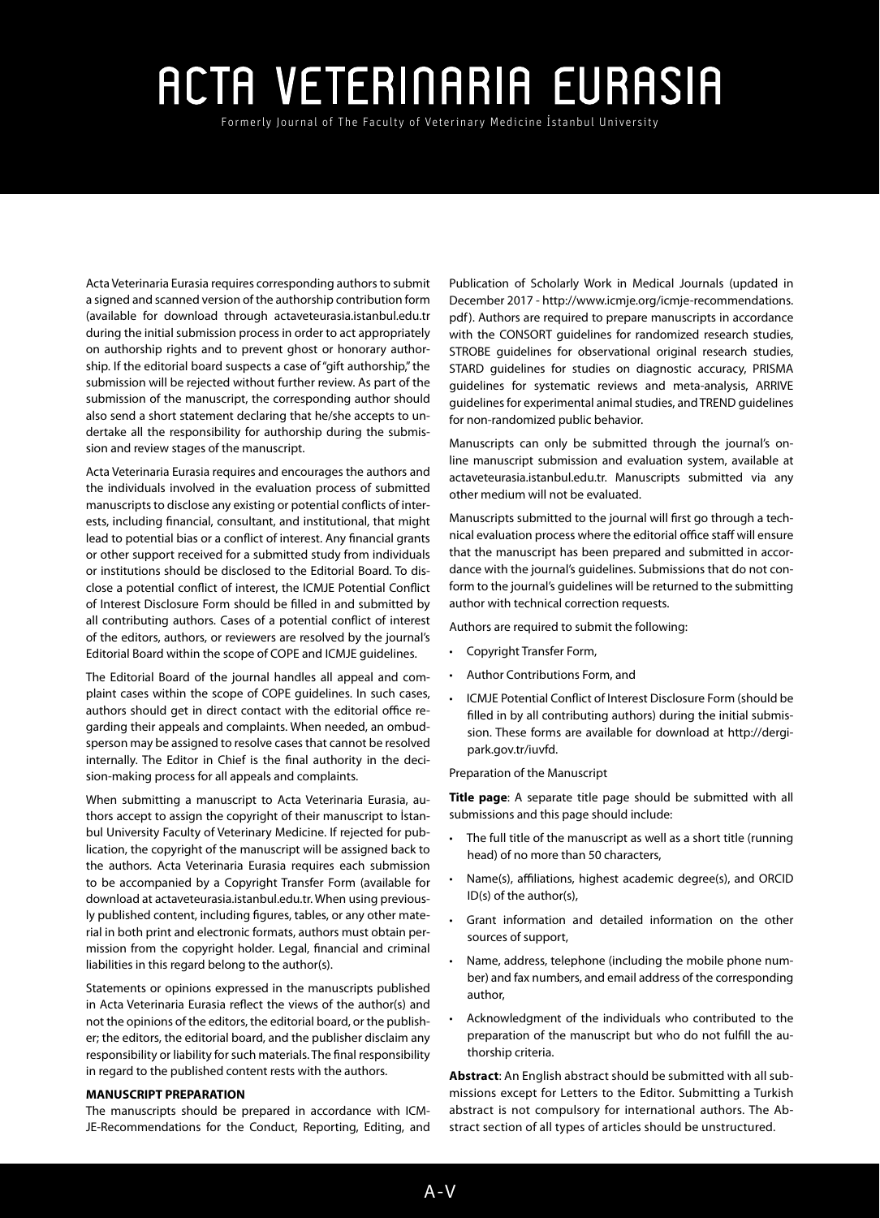Acta Veterinaria Eurasia requires corresponding authors to submit a signed and scanned version of the authorship contribution form (available for download through actaveteurasia.istanbul.edu.tr during the initial submission process in order to act appropriately on authorship rights and to prevent ghost or honorary authorship. If the editorial board suspects a case of "gift authorship," the submission will be rejected without further review. As part of the submission of the manuscript, the corresponding author should also send a short statement declaring that he/she accepts to undertake all the responsibility for authorship during the submission and review stages of the manuscript.

Acta Veterinaria Eurasia requires and encourages the authors and the individuals involved in the evaluation process of submitted manuscripts to disclose any existing or potential conflicts of interests, including financial, consultant, and institutional, that might lead to potential bias or a conflict of interest. Any financial grants or other support received for a submitted study from individuals or institutions should be disclosed to the Editorial Board. To disclose a potential conflict of interest, the ICMJE Potential Conflict of Interest Disclosure Form should be filled in and submitted by all contributing authors. Cases of a potential conflict of interest of the editors, authors, or reviewers are resolved by the journal's Editorial Board within the scope of COPE and ICMJE guidelines.

The Editorial Board of the journal handles all appeal and complaint cases within the scope of COPE guidelines. In such cases, authors should get in direct contact with the editorial office regarding their appeals and complaints. When needed, an ombudsperson may be assigned to resolve cases that cannot be resolved internally. The Editor in Chief is the final authority in the decision-making process for all appeals and complaints.

When submitting a manuscript to Acta Veterinaria Eurasia, authors accept to assign the copyright of their manuscript to İstanbul University Faculty of Veterinary Medicine. If rejected for publication, the copyright of the manuscript will be assigned back to the authors. Acta Veterinaria Eurasia requires each submission to be accompanied by a Copyright Transfer Form (available for download at actaveteurasia.istanbul.edu.tr. When using previously published content, including figures, tables, or any other material in both print and electronic formats, authors must obtain permission from the copyright holder. Legal, financial and criminal liabilities in this regard belong to the author(s).

Statements or opinions expressed in the manuscripts published in Acta Veterinaria Eurasia reflect the views of the author(s) and not the opinions of the editors, the editorial board, or the publisher; the editors, the editorial board, and the publisher disclaim any responsibility or liability for such materials. The final responsibility in regard to the published content rests with the authors.

**MANUSCRIPT PREPARATION**

The manuscripts should be prepared in accordance with ICMJE-Recommendations for the Conduct, Reporting, Editing, and Publication of Scholarly Work in Medical Journals (updated in December 2017 - http://www.icmje.org/icmje-recommendations.pdf). Authors are required to prepare manuscripts in accordance with the CONSORT guidelines for randomized research studies, STROBE guidelines for observational original research studies, STARD guidelines for studies on diagnostic accuracy, PRISMA guidelines for systematic reviews and meta-analysis, ARRIVE guidelines for experimental animal studies, and TREND guidelines for non-randomized public behavior.

Manuscripts can only be submitted through the journal's online manuscript submission and evaluation system, available at actaveteurasia.istanbul.edu.tr. Manuscripts submitted via any other medium will not be evaluated.

Manuscripts submitted to the journal will first go through a technical evaluation process where the editorial office staff will ensure that the manuscript has been prepared and submitted in accordance with the journal's guidelines. Submissions that do not conform to the journal's guidelines will be returned to the submitting author with technical correction requests.

Authors are required to submit the following:

- Copyright Transfer Form,
- Author Contributions Form, and
- ICMJE Potential Conflict of Interest Disclosure Form (should be filled in by all contributing authors) during the initial submission. These forms are available for download at http://dergipark.gov.tr/iuvfd.

Preparation of the Manuscript

**Title page**: A separate title page should be submitted with all submissions and this page should include:

- The full title of the manuscript as well as a short title (running head) of no more than 50 characters,
- Name(s), affiliations, highest academic degree(s), and ORCID ID(s) of the author(s),
- Grant information and detailed information on the other sources of support,
- Name, address, telephone (including the mobile phone number) and fax numbers, and email address of the corresponding author,
- Acknowledgment of the individuals who contributed to the preparation of the manuscript but who do not fulfill the authorship criteria.

**Abstract**: An English abstract should be submitted with all submissions except for Letters to the Editor. Submitting a Turkish abstract is not compulsory for international authors. The Abstract section of all types of articles should be unstructured.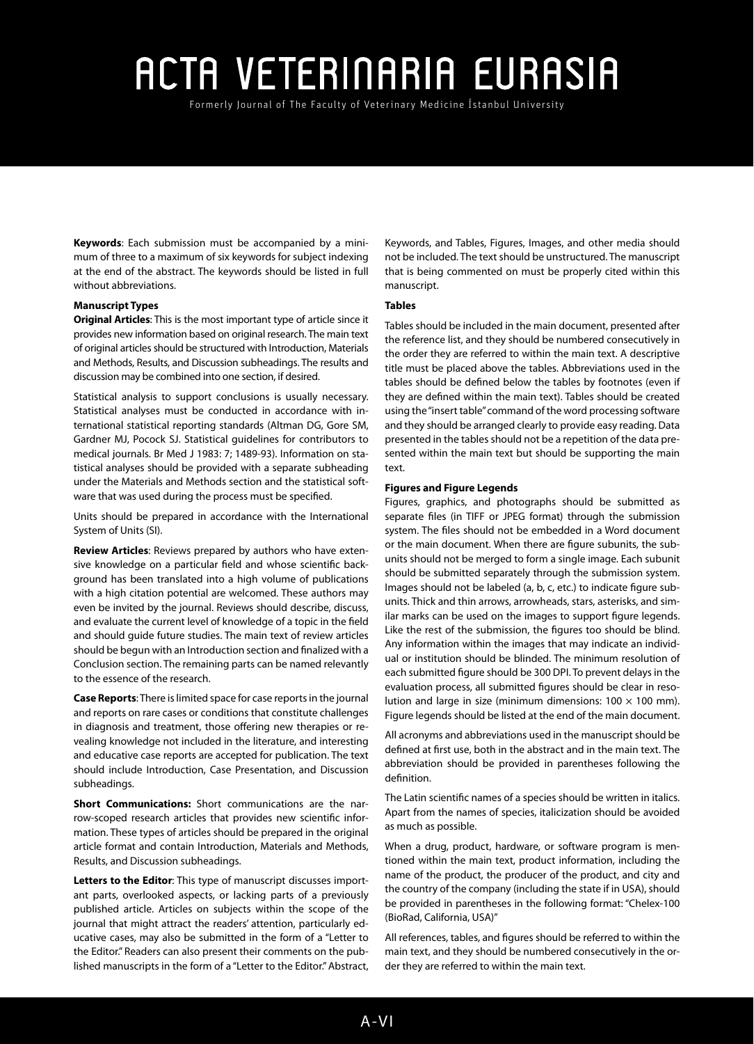**Keywords**: Each submission must be accompanied by a minimum of three to a maximum of six keywords for subject indexing at the end of the abstract. The keywords should be listed in full without abbreviations.

**Manuscript Types**

**Original Articles**: This is the most important type of article since it provides new information based on original research. The main text of original articles should be structured with Introduction, Materials and Methods, Results, and Discussion subheadings. The results and discussion may be combined into one section, if desired.

Statistical analysis to support conclusions is usually necessary. Statistical analyses must be conducted in accordance with international statistical reporting standards (Altman DG, Gore SM, Gardner MJ, Pocock SJ. Statistical guidelines for contributors to medical journals. Br Med J 1983: 7; 1489-93). Information on statistical analyses should be provided with a separate subheading under the Materials and Methods section and the statistical software that was used during the process must be specified.

Units should be prepared in accordance with the International System of Units (SI).

**Review Articles**: Reviews prepared by authors who have extensive knowledge on a particular field and whose scientific background has been translated into a high volume of publications with a high citation potential are welcomed. These authors may even be invited by the journal. Reviews should describe, discuss, and evaluate the current level of knowledge of a topic in the field and should guide future studies. The main text of review articles should be begun with an Introduction section and finalized with a Conclusion section. The remaining parts can be named relevantly to the essence of the research.

**Case Reports**: There is limited space for case reports in the journal and reports on rare cases or conditions that constitute challenges in diagnosis and treatment, those offering new therapies or revealing knowledge not included in the literature, and interesting and educative case reports are accepted for publication. The text should include Introduction, Case Presentation, and Discussion subheadings.

**Short Communications:** Short communications are the narrow-scoped research articles that provides new scientific information. These types of articles should be prepared in the original article format and contain Introduction, Materials and Methods, Results, and Discussion subheadings.

**Letters to the Editor**: This type of manuscript discusses important parts, overlooked aspects, or lacking parts of a previously published article. Articles on subjects within the scope of the journal that might attract the readers' attention, particularly educative cases, may also be submitted in the form of a "Letter to the Editor." Readers can also present their comments on the published manuscripts in the form of a "Letter to the Editor." Abstract, Keywords, and Tables, Figures, Images, and other media should not be included. The text should be unstructured. The manuscript that is being commented on must be properly cited within this manuscript.

**Tables**

Tables should be included in the main document, presented after the reference list, and they should be numbered consecutively in the order they are referred to within the main text. A descriptive title must be placed above the tables. Abbreviations used in the tables should be defined below the tables by footnotes (even if they are defined within the main text). Tables should be created using the "insert table" command of the word processing software and they should be arranged clearly to provide easy reading. Data presented in the tables should not be a repetition of the data presented within the main text but should be supporting the main text.

**Figures and Figure Legends**

Figures, graphics, and photographs should be submitted as separate files (in TIFF or JPEG format) through the submission system. The files should not be embedded in a Word document or the main document. When there are figure subunits, the subunits should not be merged to form a single image. Each subunit should be submitted separately through the submission system. Images should not be labeled (a, b, c, etc.) to indicate figure subunits. Thick and thin arrows, arrowheads, stars, asterisks, and similar marks can be used on the images to support figure legends. Like the rest of the submission, the figures too should be blind. Any information within the images that may indicate an individual or institution should be blinded. The minimum resolution of each submitted figure should be 300 DPI. To prevent delays in the evaluation process, all submitted figures should be clear in resolution and large in size (minimum dimensions: $100 \times 100$ mm). Figure legends should be listed at the end of the main document.

All acronyms and abbreviations used in the manuscript should be defined at first use, both in the abstract and in the main text. The abbreviation should be provided in parentheses following the definition.

The Latin scientific names of a species should be written in italics. Apart from the names of species, italicization should be avoided as much as possible.

When a drug, product, hardware, or software program is mentioned within the main text, product information, including the name of the product, the producer of the product, and city and the country of the company (including the state if in USA), should be provided in parentheses in the following format: "Chelex-100 (BioRad, California, USA)"

All references, tables, and figures should be referred to within the main text, and they should be numbered consecutively in the order they are referred to within the main text.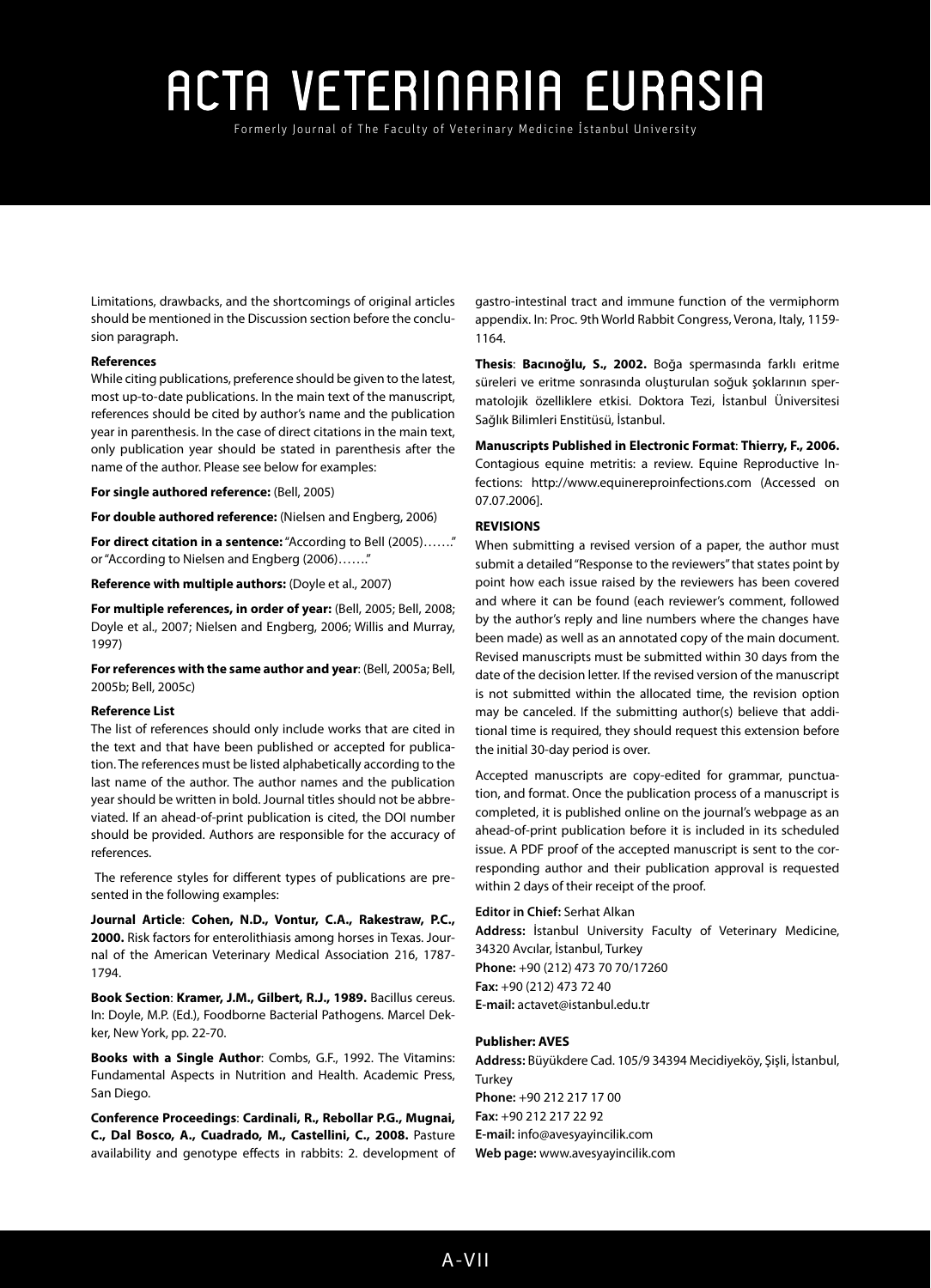Limitations, drawbacks, and the shortcomings of original articles should be mentioned in the Discussion section before the conclusion paragraph.

**References**

While citing publications, preference should be given to the latest, most up-to-date publications. In the main text of the manuscript, references should be cited by author's name and the publication year in parenthesis. In the case of direct citations in the main text, only publication year should be stated in parenthesis after the name of the author. Please see below for examples:

**For single authored reference:** (Bell, 2005)

**For double authored reference:** (Nielsen and Engberg, 2006)

**For direct citation in a sentence:** "According to Bell (2005)……." or "According to Nielsen and Engberg (2006)……."

**Reference with multiple authors:** (Doyle et al., 2007)

**For multiple references, in order of year:** (Bell, 2005; Bell, 2008; Doyle et al., 2007; Nielsen and Engberg, 2006; Willis and Murray, 1997)

**For references with the same author and year**: (Bell, 2005a; Bell, 2005b; Bell, 2005c)

**Reference List**

The list of references should only include works that are cited in the text and that have been published or accepted for publication. The references must be listed alphabetically according to the last name of the author. The author names and the publication year should be written in bold. Journal titles should not be abbreviated. If an ahead-of-print publication is cited, the DOI number should be provided. Authors are responsible for the accuracy of references.

The reference styles for different types of publications are presented in the following examples:

**Journal Article**: **Cohen, N.D., Vontur, C.A., Rakestraw, P.C., 2000.** Risk factors for enterolithiasis among horses in Texas. Journal of the American Veterinary Medical Association 216, 1787-1794.

**Book Section**: **Kramer, J.M., Gilbert, R.J., 1989.** Bacillus cereus. In: Doyle, M.P. (Ed.), Foodborne Bacterial Pathogens. Marcel Dekker, New York, pp. 22-70.

**Books with a Single Author**: Combs, G.F., 1992. The Vitamins: Fundamental Aspects in Nutrition and Health. Academic Press, San Diego.

**Conference Proceedings**: **Cardinali, R., Rebollar P.G., Mugnai, C., Dal Bosco, A., Cuadrado, M., Castellini, C., 2008.** Pasture availability and genotype effects in rabbits: 2. development of gastro-intestinal tract and immune function of the vermiphorm appendix. In: Proc. 9th World Rabbit Congress, Verona, Italy, 1159-1164.

**Thesis**: **Bacınoğlu, S., 2002.** Boğa spermasında farklı eritme süreleri ve eritme sonrasında oluşturulan soğuk şoklarının spermatolojik özelliklere etkisi. Doktora Tezi, İstanbul Üniversitesi Sağlık Bilimleri Enstitüsü, İstanbul.

**Manuscripts Published in Electronic Format**: **Thierry, F., 2006.** Contagious equine metritis: a review. Equine Reproductive Infections: http://www.equinereproinfections.com (Accessed on 07.07.2006].

**REVISIONS**

When submitting a revised version of a paper, the author must submit a detailed "Response to the reviewers" that states point by point how each issue raised by the reviewers has been covered and where it can be found (each reviewer's comment, followed by the author's reply and line numbers where the changes have been made) as well as an annotated copy of the main document. Revised manuscripts must be submitted within 30 days from the date of the decision letter. If the revised version of the manuscript is not submitted within the allocated time, the revision option may be canceled. If the submitting author(s) believe that additional time is required, they should request this extension before the initial 30-day period is over.

Accepted manuscripts are copy-edited for grammar, punctuation, and format. Once the publication process of a manuscript is completed, it is published online on the journal's webpage as an ahead-of-print publication before it is included in its scheduled issue. A PDF proof of the accepted manuscript is sent to the corresponding author and their publication approval is requested within 2 days of their receipt of the proof.

**Editor in Chief:** Serhat Alkan
**Address:** İstanbul University Faculty of Veterinary Medicine, 34320 Avcılar, İstanbul, Turkey
**Phone:** +90 (212) 473 70 70/17260
**Fax:** +90 (212) 473 72 40
**E-mail:** actavet@istanbul.edu.tr

**Publisher: AVES**
**Address:** Büyükdere Cad. 105/9 34394 Mecidiyeköy, Şişli, İstanbul, Turkey
**Phone:** +90 212 217 17 00
**Fax:** +90 212 217 22 92
**E-mail:** info@avesyayincilik.com
**Web page:** www.avesyayincilik.com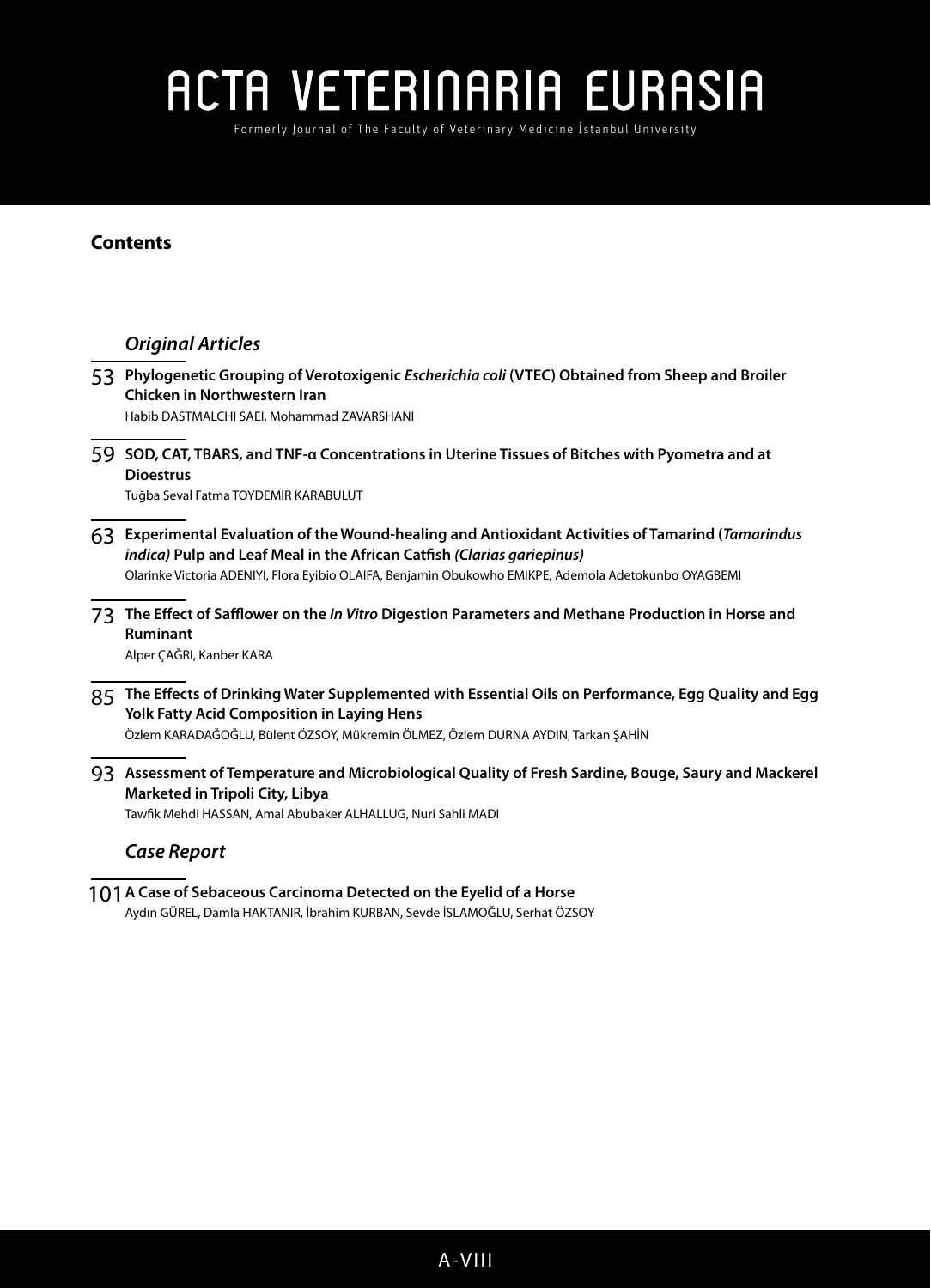# ACTA VETERINARIA EURASIA

Formerly Journal of The Faculty of Veterinary Medicine İstanbul University

## Contents

### *Original Articles*

53 **Phylogenetic Grouping of Verotoxigenic *Escherichia coli* (VTEC) Obtained from Sheep and Broiler Chicken in Northwestern Iran**
Habib DASTMALCHI SAEI, Mohammad ZAVARSHANI

59 **SOD, CAT, TBARS, and TNF-α Concentrations in Uterine Tissues of Bitches with Pyometra and at Dioestrus**
Tuğba Seval Fatma TOYDEMİR KARABULUT

63 **Experimental Evaluation of the Wound-healing and Antioxidant Activities of Tamarind (*Tamarindus indica*) Pulp and Leaf Meal in the African Catfish *(Clarias gariepinus)***
Olarinke Victoria ADENIYI, Flora Eyibio OLAIFA, Benjamin Obukowho EMIKPE, Ademola Adetokunbo OYAGBEMI

73 **The Effect of Safflower on the *In Vitro* Digestion Parameters and Methane Production in Horse and Ruminant**
Alper ÇAĞRI, Kanber KARA

85 **The Effects of Drinking Water Supplemented with Essential Oils on Performance, Egg Quality and Egg Yolk Fatty Acid Composition in Laying Hens**
Özlem KARADAĞOĞLU, Bülent ÖZSOY, Mükremin ÖLMEZ, Özlem DURNA AYDIN, Tarkan ŞAHİN

93 **Assessment of Temperature and Microbiological Quality of Fresh Sardine, Bouge, Saury and Mackerel Marketed in Tripoli City, Libya**
Tawfik Mehdi HASSAN, Amal Abubaker ALHALLUG, Nuri Sahli MADI

### *Case Report*

101 **A Case of Sebaceous Carcinoma Detected on the Eyelid of a Horse**
Aydın GÜREL, Damla HAKTANIR, İbrahim KURBAN, Sevde İSLAMOĞLU, Serhat ÖZSOY